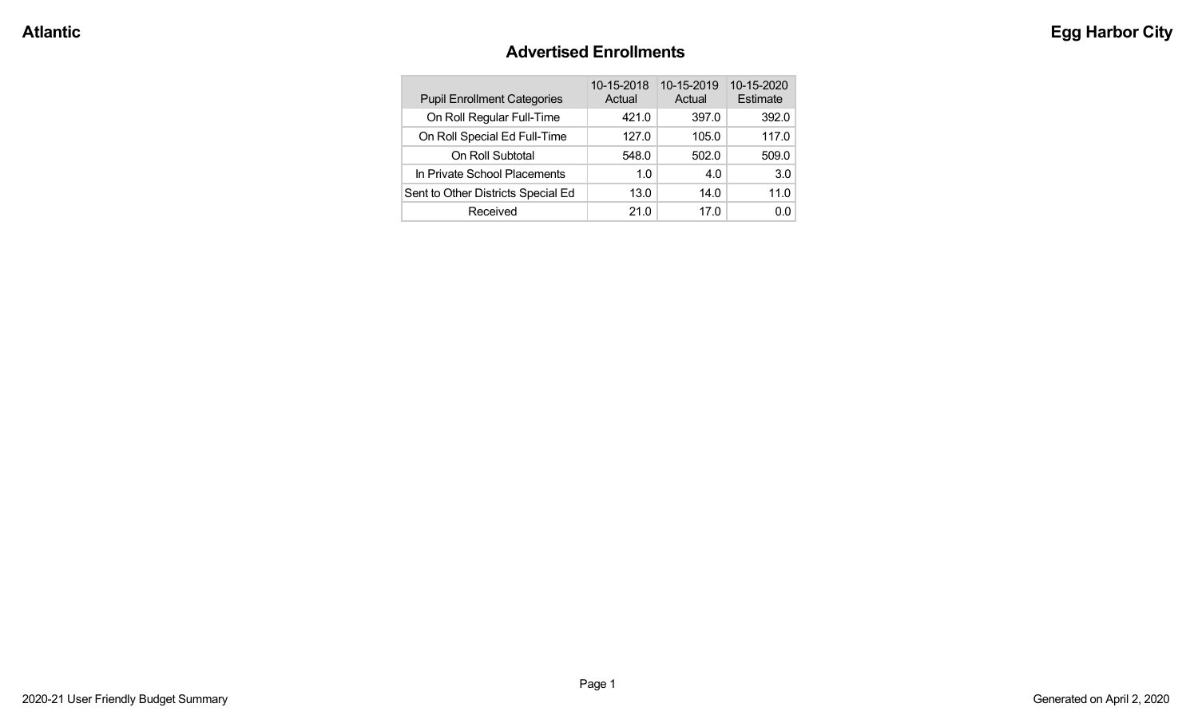Atlantic

Egg Harbor City

## Advertised Enrollments

| Pupil Enrollment Categories | 10-15-2018 Actual | 10-15-2019 Actual | 10-15-2020 Estimate |
|---|---|---|---|
| On Roll Regular Full-Time | 421.0 | 397.0 | 392.0 |
| On Roll Special Ed Full-Time | 127.0 | 105.0 | 117.0 |
| On Roll Subtotal | 548.0 | 502.0 | 509.0 |
| In Private School Placements | 1.0 | 4.0 | 3.0 |
| Sent to Other Districts Special Ed | 13.0 | 14.0 | 11.0 |
| Received | 21.0 | 17.0 | 0.0 |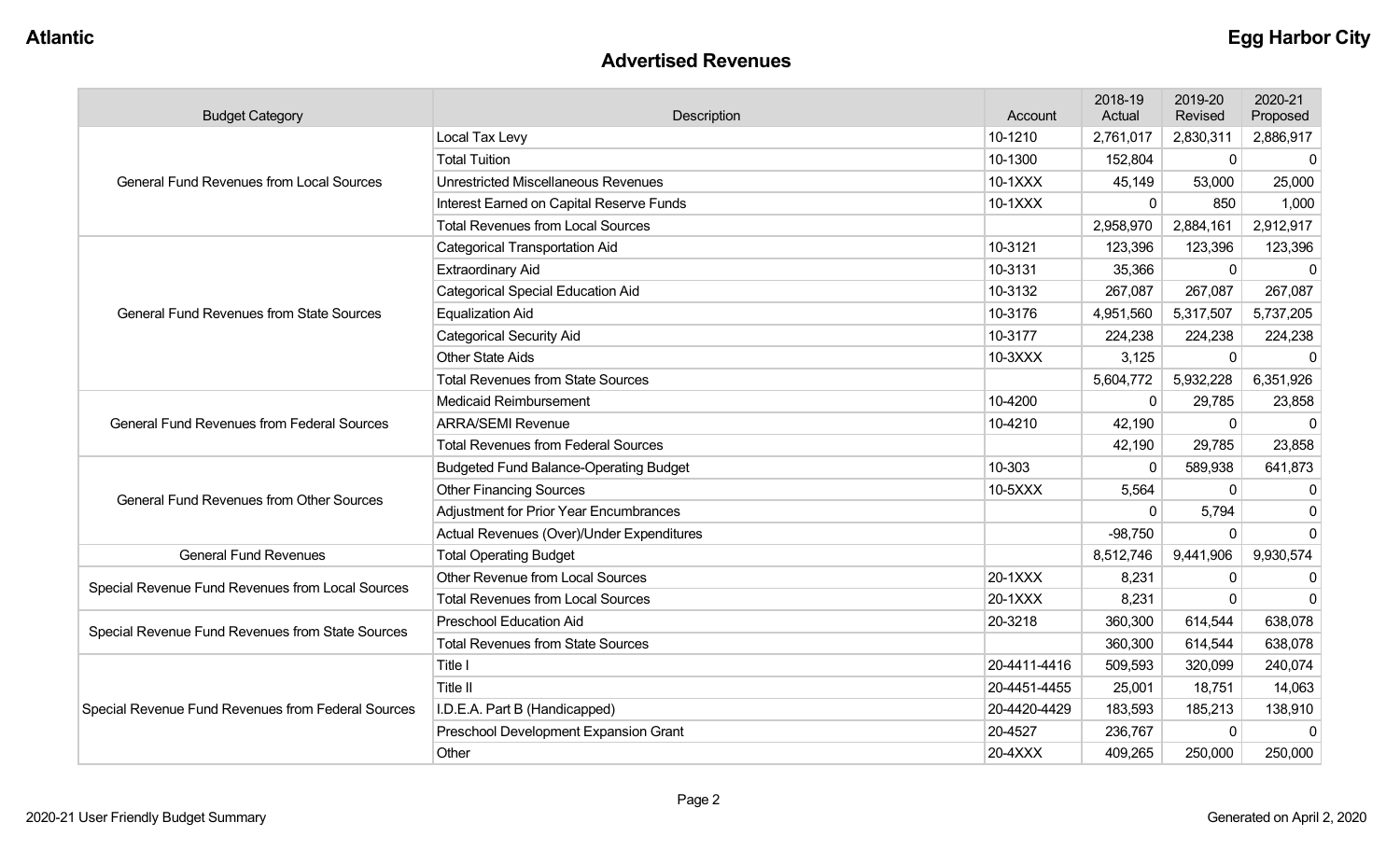**Atlantic** **Egg Harbor City**

## Advertised Revenues

| Budget Category | Description | Account | 2018-19 Actual | 2019-20 Revised | 2020-21 Proposed |
|---|---|---|---|---|---|
| General Fund Revenues from Local Sources | Local Tax Levy | 10-1210 | 2,761,017 | 2,830,311 | 2,886,917 |
| | Total Tuition | 10-1300 | 152,804 | 0 | 0 |
| | Unrestricted Miscellaneous Revenues | 10-1XXX | 45,149 | 53,000 | 25,000 |
| | Interest Earned on Capital Reserve Funds | 10-1XXX | 0 | 850 | 1,000 |
| | Total Revenues from Local Sources | | 2,958,970 | 2,884,161 | 2,912,917 |
| General Fund Revenues from State Sources | Categorical Transportation Aid | 10-3121 | 123,396 | 123,396 | 123,396 |
| | Extraordinary Aid | 10-3131 | 35,366 | 0 | 0 |
| | Categorical Special Education Aid | 10-3132 | 267,087 | 267,087 | 267,087 |
| | Equalization Aid | 10-3176 | 4,951,560 | 5,317,507 | 5,737,205 |
| | Categorical Security Aid | 10-3177 | 224,238 | 224,238 | 224,238 |
| | Other State Aids | 10-3XXX | 3,125 | 0 | 0 |
| | Total Revenues from State Sources | | 5,604,772 | 5,932,228 | 6,351,926 |
| General Fund Revenues from Federal Sources | Medicaid Reimbursement | 10-4200 | 0 | 29,785 | 23,858 |
| | ARRA/SEMI Revenue | 10-4210 | 42,190 | 0 | 0 |
| | Total Revenues from Federal Sources | | 42,190 | 29,785 | 23,858 |
| General Fund Revenues from Other Sources | Budgeted Fund Balance-Operating Budget | 10-303 | 0 | 589,938 | 641,873 |
| | Other Financing Sources | 10-5XXX | 5,564 | 0 | 0 |
| | Adjustment for Prior Year Encumbrances | | 0 | 5,794 | 0 |
| | Actual Revenues (Over)/Under Expenditures | | -98,750 | 0 | 0 |
| General Fund Revenues | Total Operating Budget | | 8,512,746 | 9,441,906 | 9,930,574 |
| Special Revenue Fund Revenues from Local Sources | Other Revenue from Local Sources | 20-1XXX | 8,231 | 0 | 0 |
| | Total Revenues from Local Sources | 20-1XXX | 8,231 | 0 | 0 |
| Special Revenue Fund Revenues from State Sources | Preschool Education Aid | 20-3218 | 360,300 | 614,544 | 638,078 |
| | Total Revenues from State Sources | | 360,300 | 614,544 | 638,078 |
| Special Revenue Fund Revenues from Federal Sources | Title I | 20-4411-4416 | 509,593 | 320,099 | 240,074 |
| | Title II | 20-4451-4455 | 25,001 | 18,751 | 14,063 |
| | I.D.E.A. Part B (Handicapped) | 20-4420-4429 | 183,593 | 185,213 | 138,910 |
| | Preschool Development Expansion Grant | 20-4527 | 236,767 | 0 | 0 |
| | Other | 20-4XXX | 409,265 | 250,000 | 250,000 |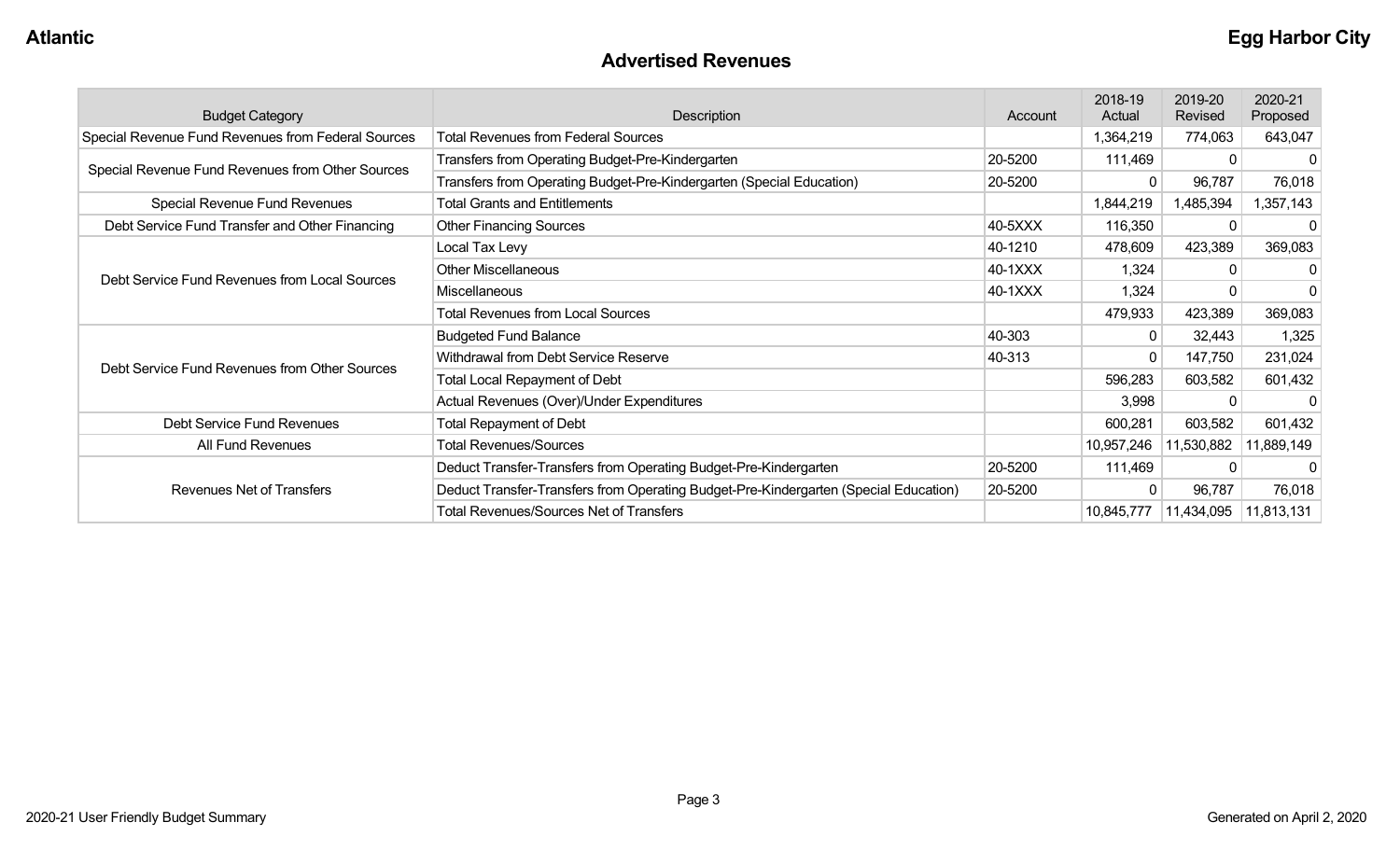## Advertised Revenues

| Budget Category | Description | Account | 2018-19 Actual | 2019-20 Revised | 2020-21 Proposed |
| --- | --- | --- | --- | --- | --- |
| Special Revenue Fund Revenues from Federal Sources | Total Revenues from Federal Sources | | 1,364,219 | 774,063 | 643,047 |
| Special Revenue Fund Revenues from Other Sources | Transfers from Operating Budget-Pre-Kindergarten | 20-5200 | 111,469 | 0 | 0 |
| | Transfers from Operating Budget-Pre-Kindergarten (Special Education) | 20-5200 | 0 | 96,787 | 76,018 |
| Special Revenue Fund Revenues | Total Grants and Entitlements | | 1,844,219 | 1,485,394 | 1,357,143 |
| Debt Service Fund Transfer and Other Financing | Other Financing Sources | 40-5XXX | 116,350 | 0 | 0 |
| Debt Service Fund Revenues from Local Sources | Local Tax Levy | 40-1210 | 478,609 | 423,389 | 369,083 |
| | Other Miscellaneous | 40-1XXX | 1,324 | 0 | 0 |
| | Miscellaneous | 40-1XXX | 1,324 | 0 | 0 |
| | Total Revenues from Local Sources | | 479,933 | 423,389 | 369,083 |
| Debt Service Fund Revenues from Other Sources | Budgeted Fund Balance | 40-303 | 0 | 32,443 | 1,325 |
| | Withdrawal from Debt Service Reserve | 40-313 | 0 | 147,750 | 231,024 |
| | Total Local Repayment of Debt | | 596,283 | 603,582 | 601,432 |
| | Actual Revenues (Over)/Under Expenditures | | 3,998 | 0 | 0 |
| Debt Service Fund Revenues | Total Repayment of Debt | | 600,281 | 603,582 | 601,432 |
| All Fund Revenues | Total Revenues/Sources | | 10,957,246 | 11,530,882 | 11,889,149 |
| Revenues Net of Transfers | Deduct Transfer-Transfers from Operating Budget-Pre-Kindergarten | 20-5200 | 111,469 | 0 | 0 |
| | Deduct Transfer-Transfers from Operating Budget-Pre-Kindergarten (Special Education) | 20-5200 | 0 | 96,787 | 76,018 |
| | Total Revenues/Sources Net of Transfers | | 10,845,777 | 11,434,095 | 11,813,131 |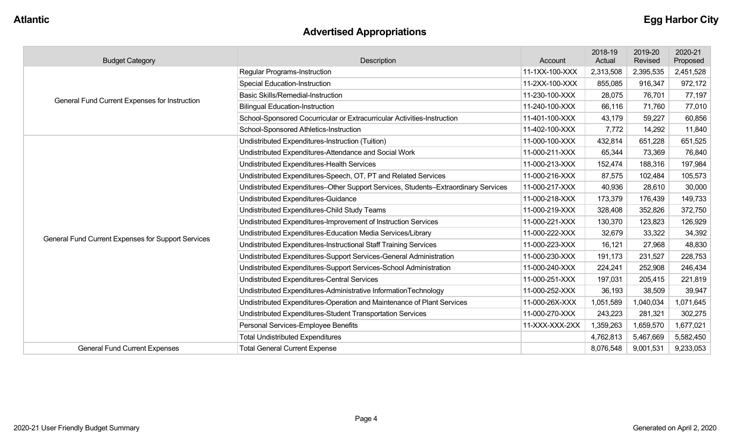**Atlantic** **Egg Harbor City**

## Advertised Appropriations

| Budget Category | Description | Account | 2018-19 Actual | 2019-20 Revised | 2020-21 Proposed |
|---|---|---|---|---|---|
| General Fund Current Expenses for Instruction | Regular Programs-Instruction | 11-1XX-100-XXX | 2,313,508 | 2,395,535 | 2,451,528 |
| | Special Education-Instruction | 11-2XX-100-XXX | 855,085 | 916,347 | 972,172 |
| | Basic Skills/Remedial-Instruction | 11-230-100-XXX | 28,075 | 76,701 | 77,197 |
| | Bilingual Education-Instruction | 11-240-100-XXX | 66,116 | 71,760 | 77,010 |
| | School-Sponsored Cocurricular or Extracurricular Activities-Instruction | 11-401-100-XXX | 43,179 | 59,227 | 60,856 |
| | School-Sponsored Athletics-Instruction | 11-402-100-XXX | 7,772 | 14,292 | 11,840 |
| General Fund Current Expenses for Support Services | Undistributed Expenditures-Instruction (Tuition) | 11-000-100-XXX | 432,814 | 651,228 | 651,525 |
| | Undistributed Expenditures-Attendance and Social Work | 11-000-211-XXX | 65,344 | 73,369 | 76,840 |
| | Undistributed Expenditures-Health Services | 11-000-213-XXX | 152,474 | 188,316 | 197,984 |
| | Undistributed Expenditures-Speech, OT, PT and Related Services | 11-000-216-XXX | 87,575 | 102,484 | 105,573 |
| | Undistributed Expenditures–Other Support Services, Students–Extraordinary Services | 11-000-217-XXX | 40,936 | 28,610 | 30,000 |
| | Undistributed Expenditures-Guidance | 11-000-218-XXX | 173,379 | 176,439 | 149,733 |
| | Undistributed Expenditures-Child Study Teams | 11-000-219-XXX | 328,408 | 352,826 | 372,750 |
| | Undistributed Expenditures-Improvement of Instruction Services | 11-000-221-XXX | 130,370 | 123,823 | 126,929 |
| | Undistributed Expenditures-Education Media Services/Library | 11-000-222-XXX | 32,679 | 33,322 | 34,392 |
| | Undistributed Expenditures-Instructional Staff Training Services | 11-000-223-XXX | 16,121 | 27,968 | 48,830 |
| | Undistributed Expenditures-Support Services-General Administration | 11-000-230-XXX | 191,173 | 231,527 | 228,753 |
| | Undistributed Expenditures-Support Services-School Administration | 11-000-240-XXX | 224,241 | 252,908 | 246,434 |
| | Undistributed Expenditures-Central Services | 11-000-251-XXX | 197,031 | 205,415 | 221,819 |
| | Undistributed Expenditures-Administrative InformationTechnology | 11-000-252-XXX | 36,193 | 38,509 | 39,947 |
| | Undistributed Expenditures-Operation and Maintenance of Plant Services | 11-000-26X-XXX | 1,051,589 | 1,040,034 | 1,071,645 |
| | Undistributed Expenditures-Student Transportation Services | 11-000-270-XXX | 243,223 | 281,321 | 302,275 |
| | Personal Services-Employee Benefits | 11-XXX-XXX-2XX | 1,359,263 | 1,659,570 | 1,677,021 |
| | Total Undistributed Expenditures | | 4,762,813 | 5,467,669 | 5,582,450 |
| General Fund Current Expenses | Total General Current Expense | | 8,076,548 | 9,001,531 | 9,233,053 |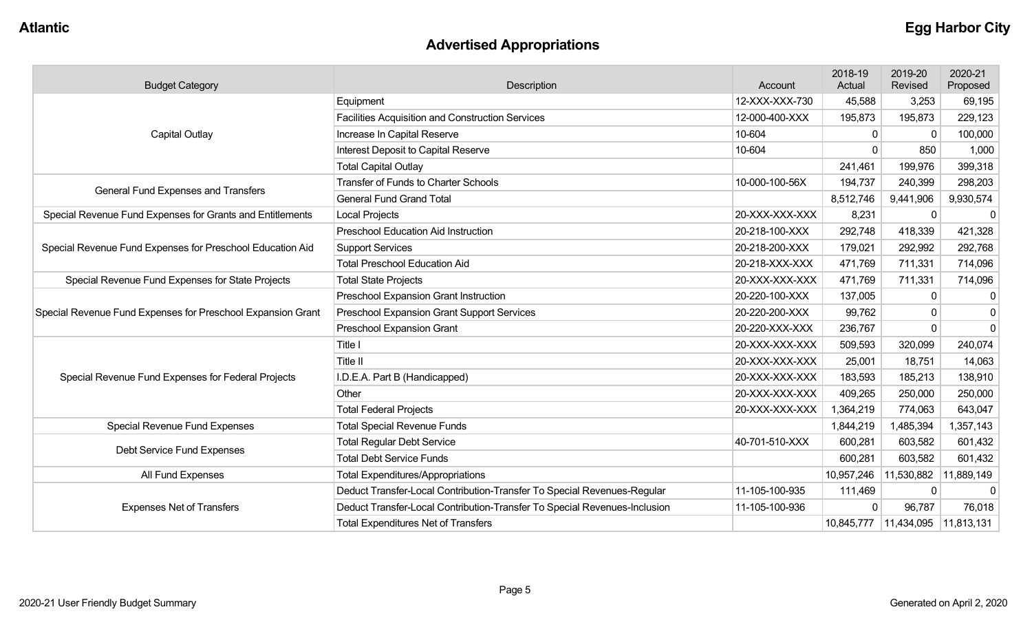# Advertised Appropriations

| Budget Category | Description | Account | 2018-19 Actual | 2019-20 Revised | 2020-21 Proposed |
|---|---|---|---|---|---|
| Capital Outlay | Equipment | 12-XXX-XXX-730 | 45,588 | 3,253 | 69,195 |
| | Facilities Acquisition and Construction Services | 12-000-400-XXX | 195,873 | 195,873 | 229,123 |
| | Increase In Capital Reserve | 10-604 | 0 | 0 | 100,000 |
| | Interest Deposit to Capital Reserve | 10-604 | 0 | 850 | 1,000 |
| | Total Capital Outlay | | 241,461 | 199,976 | 399,318 |
| General Fund Expenses and Transfers | Transfer of Funds to Charter Schools | 10-000-100-56X | 194,737 | 240,399 | 298,203 |
| | General Fund Grand Total | | 8,512,746 | 9,441,906 | 9,930,574 |
| Special Revenue Fund Expenses for Grants and Entitlements | Local Projects | 20-XXX-XXX-XXX | 8,231 | 0 | 0 |
| Special Revenue Fund Expenses for Preschool Education Aid | Preschool Education Aid Instruction | 20-218-100-XXX | 292,748 | 418,339 | 421,328 |
| | Support Services | 20-218-200-XXX | 179,021 | 292,992 | 292,768 |
| | Total Preschool Education Aid | 20-218-XXX-XXX | 471,769 | 711,331 | 714,096 |
| Special Revenue Fund Expenses for State Projects | Total State Projects | 20-XXX-XXX-XXX | 471,769 | 711,331 | 714,096 |
| Special Revenue Fund Expenses for Preschool Expansion Grant | Preschool Expansion Grant Instruction | 20-220-100-XXX | 137,005 | 0 | 0 |
| | Preschool Expansion Grant Support Services | 20-220-200-XXX | 99,762 | 0 | 0 |
| | Preschool Expansion Grant | 20-220-XXX-XXX | 236,767 | 0 | 0 |
| Special Revenue Fund Expenses for Federal Projects | Title I | 20-XXX-XXX-XXX | 509,593 | 320,099 | 240,074 |
| | Title II | 20-XXX-XXX-XXX | 25,001 | 18,751 | 14,063 |
| | I.D.E.A. Part B (Handicapped) | 20-XXX-XXX-XXX | 183,593 | 185,213 | 138,910 |
| | Other | 20-XXX-XXX-XXX | 409,265 | 250,000 | 250,000 |
| | Total Federal Projects | 20-XXX-XXX-XXX | 1,364,219 | 774,063 | 643,047 |
| Special Revenue Fund Expenses | Total Special Revenue Funds | | 1,844,219 | 1,485,394 | 1,357,143 |
| Debt Service Fund Expenses | Total Regular Debt Service | 40-701-510-XXX | 600,281 | 603,582 | 601,432 |
| | Total Debt Service Funds | | 600,281 | 603,582 | 601,432 |
| All Fund Expenses | Total Expenditures/Appropriations | | 10,957,246 | 11,530,882 | 11,889,149 |
| Expenses Net of Transfers | Deduct Transfer-Local Contribution-Transfer To Special Revenues-Regular | 11-105-100-935 | 111,469 | 0 | 0 |
| | Deduct Transfer-Local Contribution-Transfer To Special Revenues-Inclusion | 11-105-100-936 | 0 | 96,787 | 76,018 |
| | Total Expenditures Net of Transfers | | 10,845,777 | 11,434,095 | 11,813,131 |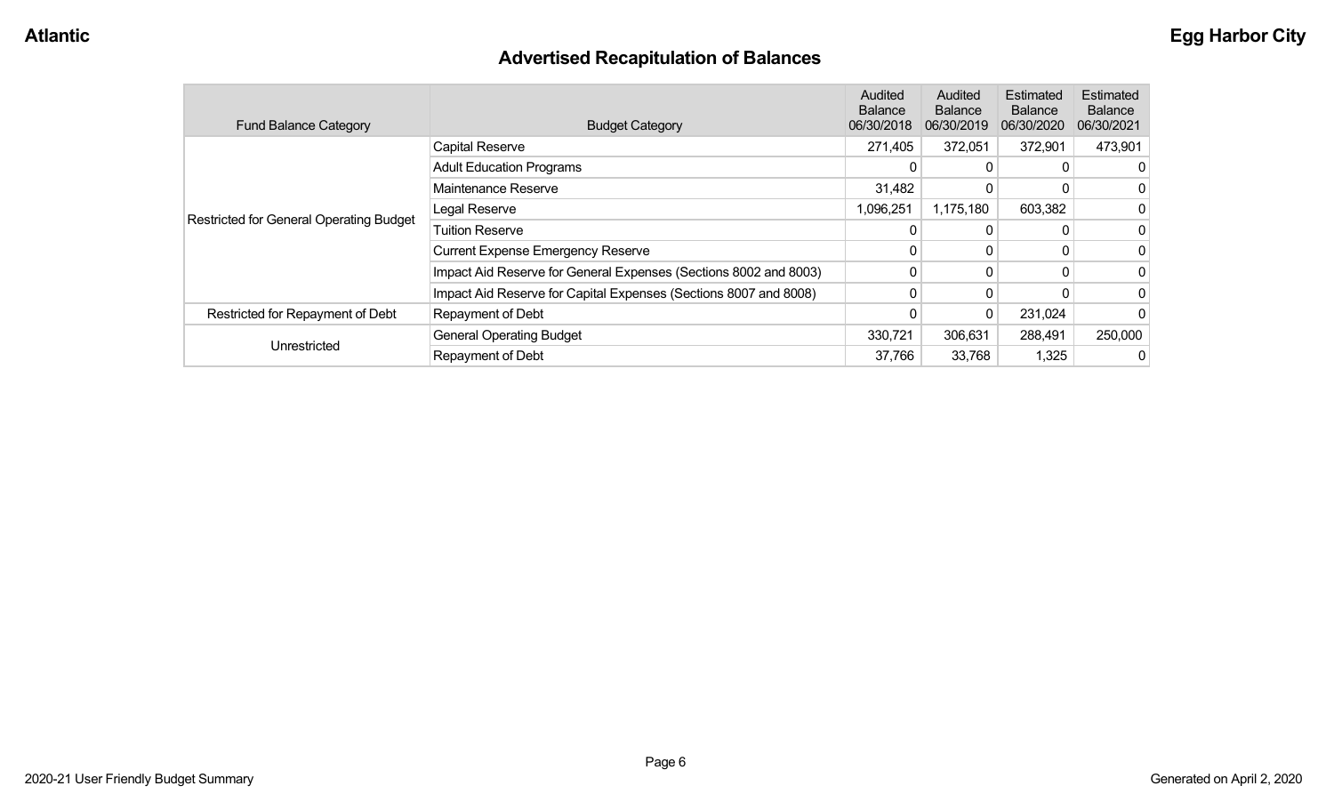# Advertised Recapitulation of Balances

| Fund Balance Category | Budget Category | Audited Balance 06/30/2018 | Audited Balance 06/30/2019 | Estimated Balance 06/30/2020 | Estimated Balance 06/30/2021 |
|---|---|---|---|---|---|
| Restricted for General Operating Budget | Capital Reserve | 271,405 | 372,051 | 372,901 | 473,901 |
| | Adult Education Programs | 0 | 0 | 0 | 0 |
| | Maintenance Reserve | 31,482 | 0 | 0 | 0 |
| | Legal Reserve | 1,096,251 | 1,175,180 | 603,382 | 0 |
| | Tuition Reserve | 0 | 0 | 0 | 0 |
| | Current Expense Emergency Reserve | 0 | 0 | 0 | 0 |
| | Impact Aid Reserve for General Expenses (Sections 8002 and 8003) | 0 | 0 | 0 | 0 |
| | Impact Aid Reserve for Capital Expenses (Sections 8007 and 8008) | 0 | 0 | 0 | 0 |
| Restricted for Repayment of Debt | Repayment of Debt | 0 | 0 | 231,024 | 0 |
| Unrestricted | General Operating Budget | 330,721 | 306,631 | 288,491 | 250,000 |
| | Repayment of Debt | 37,766 | 33,768 | 1,325 | 0 |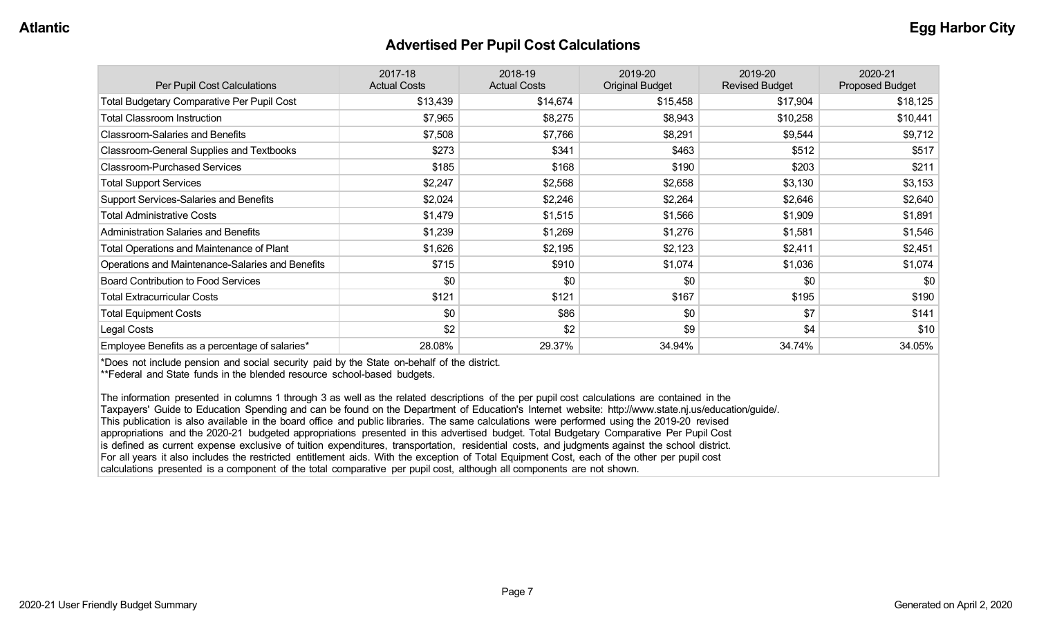# Advertised Per Pupil Cost Calculations

| Per Pupil Cost Calculations | 2017-18 Actual Costs | 2018-19 Actual Costs | 2019-20 Original Budget | 2019-20 Revised Budget | 2020-21 Proposed Budget |
|---|---|---|---|---|---|
| Total Budgetary Comparative Per Pupil Cost | $13,439 | $14,674 | $15,458 | $17,904 | $18,125 |
| Total Classroom Instruction | $7,965 | $8,275 | $8,943 | $10,258 | $10,441 |
| Classroom-Salaries and Benefits | $7,508 | $7,766 | $8,291 | $9,544 | $9,712 |
| Classroom-General Supplies and Textbooks | $273 | $341 | $463 | $512 | $517 |
| Classroom-Purchased Services | $185 | $168 | $190 | $203 | $211 |
| Total Support Services | $2,247 | $2,568 | $2,658 | $3,130 | $3,153 |
| Support Services-Salaries and Benefits | $2,024 | $2,246 | $2,264 | $2,646 | $2,640 |
| Total Administrative Costs | $1,479 | $1,515 | $1,566 | $1,909 | $1,891 |
| Administration Salaries and Benefits | $1,239 | $1,269 | $1,276 | $1,581 | $1,546 |
| Total Operations and Maintenance of Plant | $1,626 | $2,195 | $2,123 | $2,411 | $2,451 |
| Operations and Maintenance-Salaries and Benefits | $715 | $910 | $1,074 | $1,036 | $1,074 |
| Board Contribution to Food Services | $0 | $0 | $0 | $0 | $0 |
| Total Extracurricular Costs | $121 | $121 | $167 | $195 | $190 |
| Total Equipment Costs | $0 | $86 | $0 | $7 | $141 |
| Legal Costs | $2 | $2 | $9 | $4 | $10 |
| Employee Benefits as a percentage of salaries* | 28.08% | 29.37% | 34.94% | 34.74% | 34.05% |

*Does not include pension and social security paid by the State on-behalf of the district.
**Federal and State funds in the blended resource school-based budgets.

The information presented in columns 1 through 3 as well as the related descriptions of the per pupil cost calculations are contained in the Taxpayers' Guide to Education Spending and can be found on the Department of Education's Internet website: http://www.state.nj.us/education/guide/. This publication is also available in the board office and public libraries. The same calculations were performed using the 2019-20 revised appropriations and the 2020-21 budgeted appropriations presented in this advertised budget. Total Budgetary Comparative Per Pupil Cost is defined as current expense exclusive of tuition expenditures, transportation, residential costs, and judgments against the school district. For all years it also includes the restricted entitlement aids. With the exception of Total Equipment Cost, each of the other per pupil cost calculations presented is a component of the total comparative per pupil cost, although all components are not shown.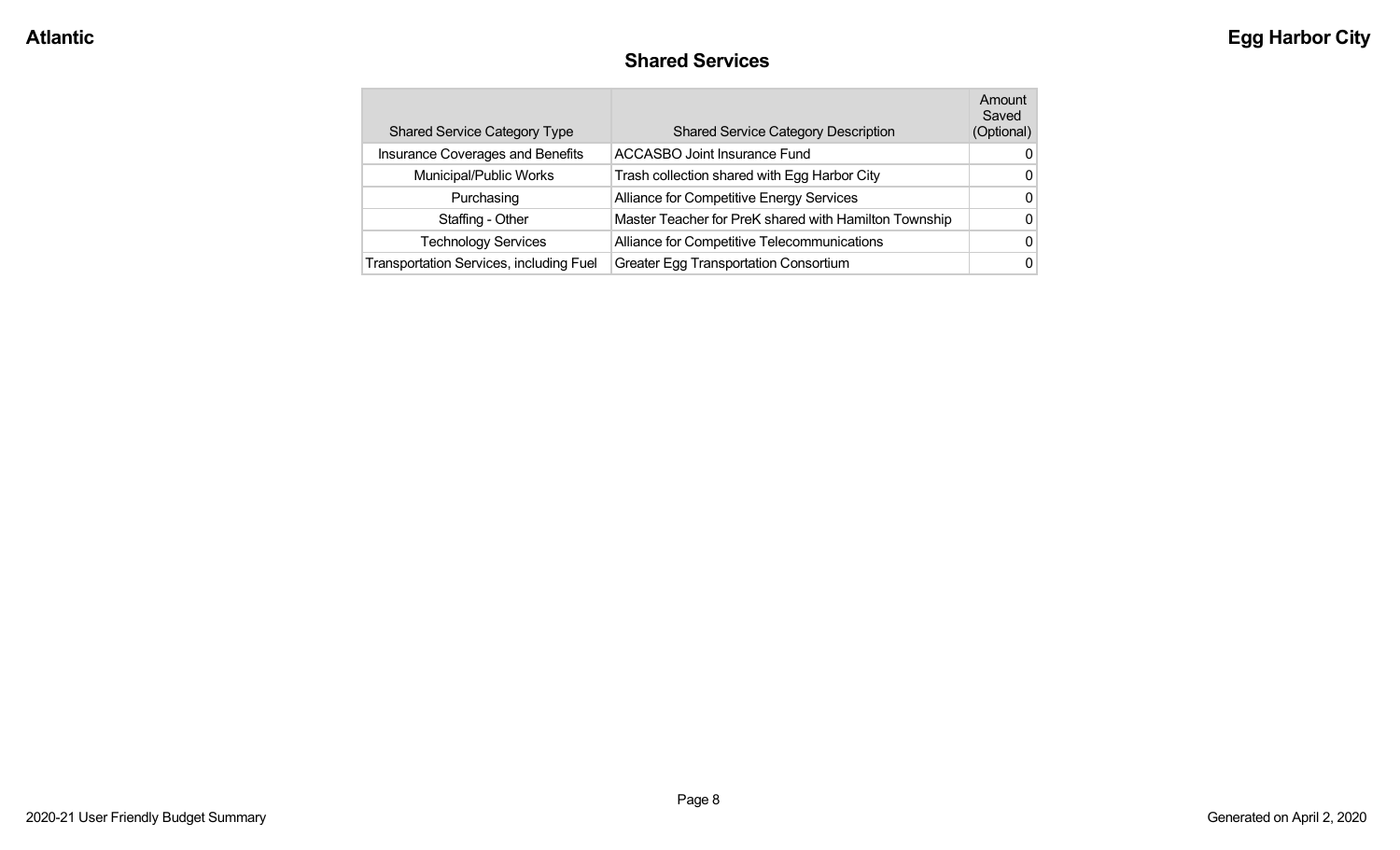## Shared Services

| Shared Service Category Type | Shared Service Category Description | Amount Saved (Optional) |
|---|---|---|
| Insurance Coverages and Benefits | ACCASBO Joint Insurance Fund | 0 |
| Municipal/Public Works | Trash collection shared with Egg Harbor City | 0 |
| Purchasing | Alliance for Competitive Energy Services | 0 |
| Staffing - Other | Master Teacher for PreK shared with Hamilton Township | 0 |
| Technology Services | Alliance for Competitive Telecommunications | 0 |
| Transportation Services, including Fuel | Greater Egg Transportation Consortium | 0 |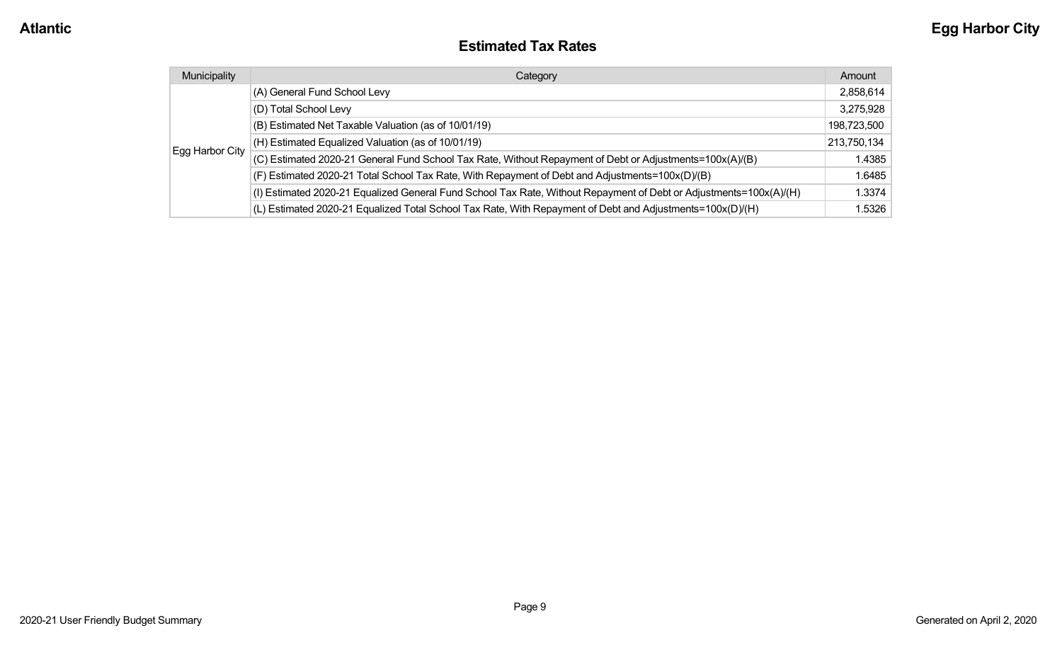## Estimated Tax Rates

| Municipality | Category | Amount |
|---|---|---|
| Egg Harbor City | (A) General Fund School Levy | 2,858,614 |
| | (D) Total School Levy | 3,275,928 |
| | (B) Estimated Net Taxable Valuation (as of 10/01/19) | 198,723,500 |
| | (H) Estimated Equalized Valuation (as of 10/01/19) | 213,750,134 |
| | (C) Estimated 2020-21 General Fund School Tax Rate, Without Repayment of Debt or Adjustments=100x(A)/(B) | 1.4385 |
| | (F) Estimated 2020-21 Total School Tax Rate, With Repayment of Debt and Adjustments=100x(D)/(B) | 1.6485 |
| | (I) Estimated 2020-21 Equalized General Fund School Tax Rate, Without Repayment of Debt or Adjustments=100x(A)/(H) | 1.3374 |
| | (L) Estimated 2020-21 Equalized Total School Tax Rate, With Repayment of Debt and Adjustments=100x(D)/(H) | 1.5326 |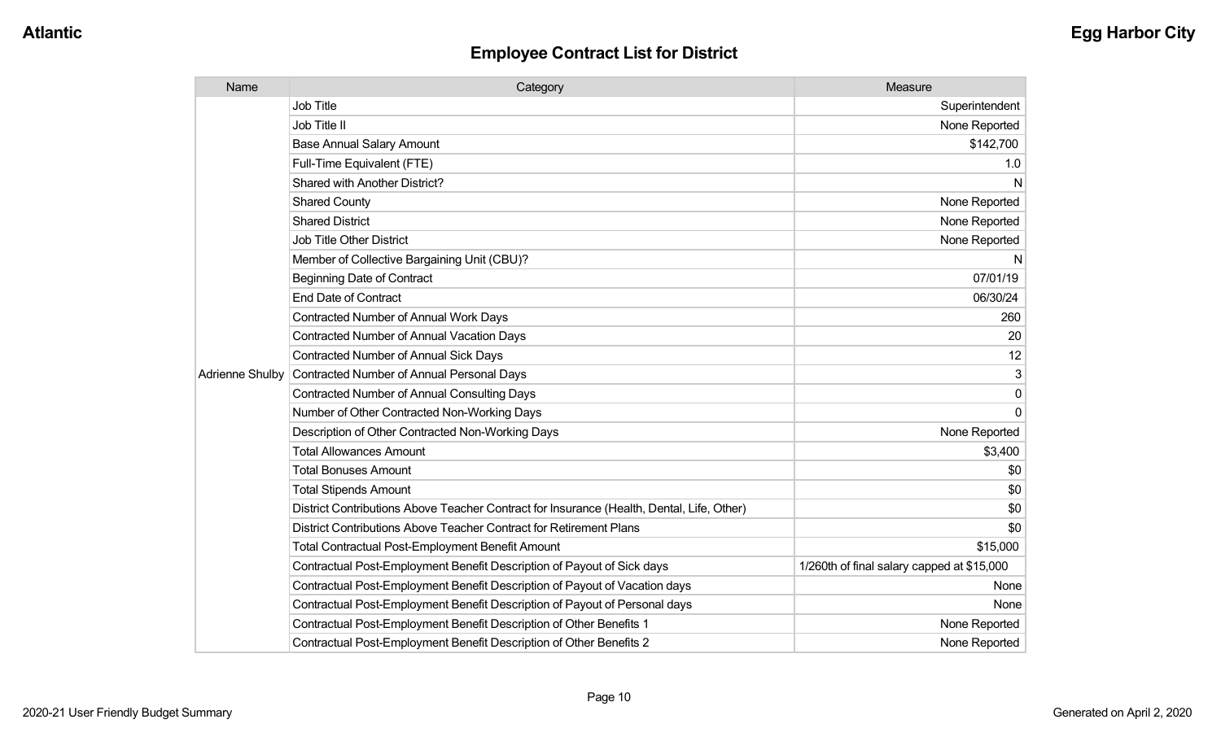## Employee Contract List for District

| Name | Category | Measure |
|---|---|---|
| Adrienne Shulby | Job Title | Superintendent |
| | Job Title II | None Reported |
| | Base Annual Salary Amount | $142,700 |
| | Full-Time Equivalent (FTE) | 1.0 |
| | Shared with Another District? | N |
| | Shared County | None Reported |
| | Shared District | None Reported |
| | Job Title Other District | None Reported |
| | Member of Collective Bargaining Unit (CBU)? | N |
| | Beginning Date of Contract | 07/01/19 |
| | End Date of Contract | 06/30/24 |
| | Contracted Number of Annual Work Days | 260 |
| | Contracted Number of Annual Vacation Days | 20 |
| | Contracted Number of Annual Sick Days | 12 |
| | Contracted Number of Annual Personal Days | 3 |
| | Contracted Number of Annual Consulting Days | 0 |
| | Number of Other Contracted Non-Working Days | 0 |
| | Description of Other Contracted Non-Working Days | None Reported |
| | Total Allowances Amount | $3,400 |
| | Total Bonuses Amount | $0 |
| | Total Stipends Amount | $0 |
| | District Contributions Above Teacher Contract for Insurance (Health, Dental, Life, Other) | $0 |
| | District Contributions Above Teacher Contract for Retirement Plans | $0 |
| | Total Contractual Post-Employment Benefit Amount | $15,000 |
| | Contractual Post-Employment Benefit Description of Payout of Sick days | 1/260th of final salary capped at $15,000 |
| | Contractual Post-Employment Benefit Description of Payout of Vacation days | None |
| | Contractual Post-Employment Benefit Description of Payout of Personal days | None |
| | Contractual Post-Employment Benefit Description of Other Benefits 1 | None Reported |
| | Contractual Post-Employment Benefit Description of Other Benefits 2 | None Reported |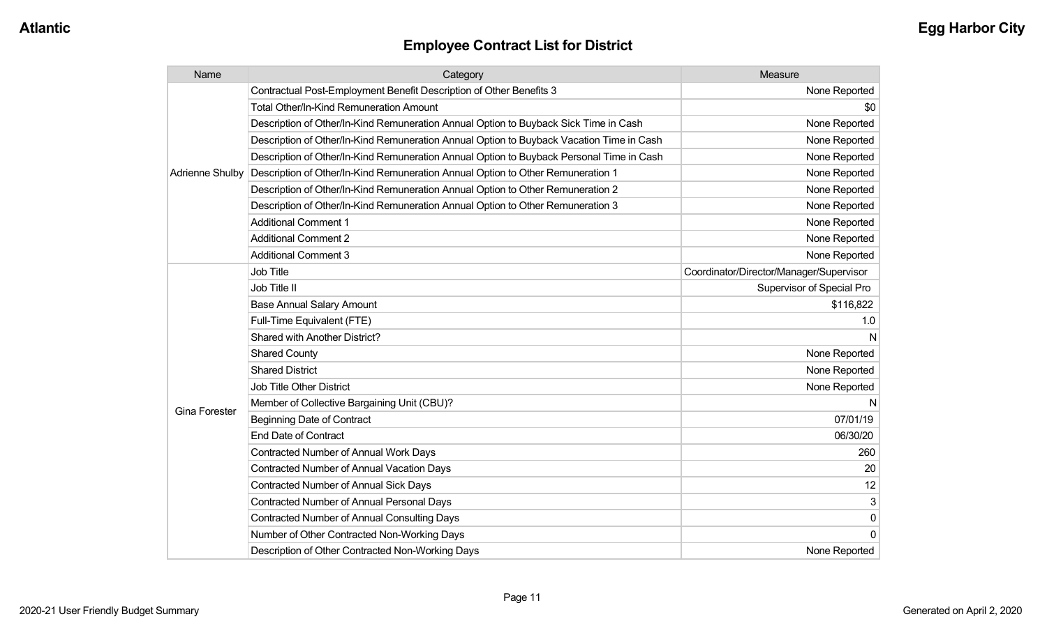## Employee Contract List for District

| Name | Category | Measure |
| --- | --- | --- |
| Adrienne Shulby | Contractual Post-Employment Benefit Description of Other Benefits 3 | None Reported |
| | Total Other/In-Kind Remuneration Amount | $0 |
| | Description of Other/In-Kind Remuneration Annual Option to Buyback Sick Time in Cash | None Reported |
| | Description of Other/In-Kind Remuneration Annual Option to Buyback Vacation Time in Cash | None Reported |
| | Description of Other/In-Kind Remuneration Annual Option to Buyback Personal Time in Cash | None Reported |
| | Description of Other/In-Kind Remuneration Annual Option to Other Remuneration 1 | None Reported |
| | Description of Other/In-Kind Remuneration Annual Option to Other Remuneration 2 | None Reported |
| | Description of Other/In-Kind Remuneration Annual Option to Other Remuneration 3 | None Reported |
| | Additional Comment 1 | None Reported |
| | Additional Comment 2 | None Reported |
| | Additional Comment 3 | None Reported |
| Gina Forester | Job Title | Coordinator/Director/Manager/Supervisor |
| | Job Title II | Supervisor of Special Pro |
| | Base Annual Salary Amount | $116,822 |
| | Full-Time Equivalent (FTE) | 1.0 |
| | Shared with Another District? | N |
| | Shared County | None Reported |
| | Shared District | None Reported |
| | Job Title Other District | None Reported |
| | Member of Collective Bargaining Unit (CBU)? | N |
| | Beginning Date of Contract | 07/01/19 |
| | End Date of Contract | 06/30/20 |
| | Contracted Number of Annual Work Days | 260 |
| | Contracted Number of Annual Vacation Days | 20 |
| | Contracted Number of Annual Sick Days | 12 |
| | Contracted Number of Annual Personal Days | 3 |
| | Contracted Number of Annual Consulting Days | 0 |
| | Number of Other Contracted Non-Working Days | 0 |
| | Description of Other Contracted Non-Working Days | None Reported |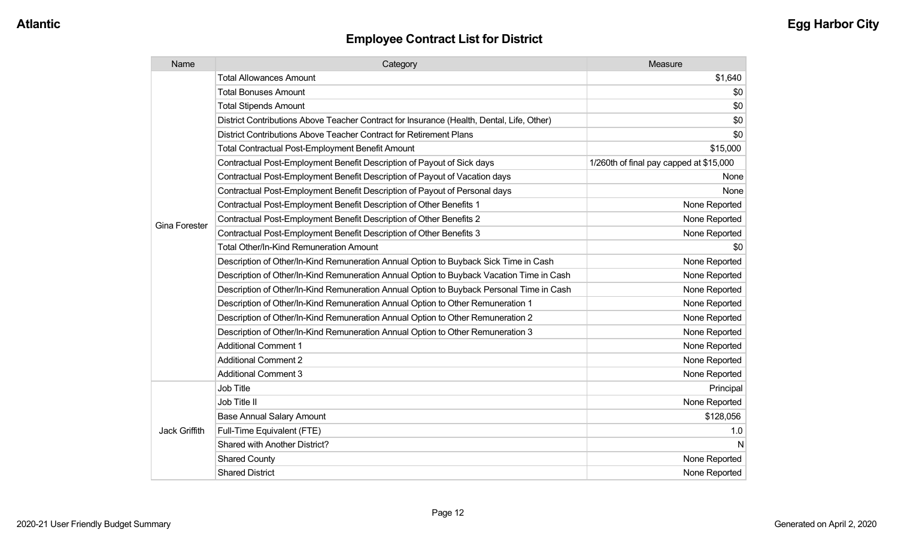## Employee Contract List for District

| Name | Category | Measure |
|---|---|---|
| Gina Forester | Total Allowances Amount | $1,640 |
| | Total Bonuses Amount | $0 |
| | Total Stipends Amount | $0 |
| | District Contributions Above Teacher Contract for Insurance (Health, Dental, Life, Other) | $0 |
| | District Contributions Above Teacher Contract for Retirement Plans | $0 |
| | Total Contractual Post-Employment Benefit Amount | $15,000 |
| | Contractual Post-Employment Benefit Description of Payout of Sick days | 1/260th of final pay capped at $15,000 |
| | Contractual Post-Employment Benefit Description of Payout of Vacation days | None |
| | Contractual Post-Employment Benefit Description of Payout of Personal days | None |
| | Contractual Post-Employment Benefit Description of Other Benefits 1 | None Reported |
| | Contractual Post-Employment Benefit Description of Other Benefits 2 | None Reported |
| | Contractual Post-Employment Benefit Description of Other Benefits 3 | None Reported |
| | Total Other/In-Kind Remuneration Amount | $0 |
| | Description of Other/In-Kind Remuneration Annual Option to Buyback Sick Time in Cash | None Reported |
| | Description of Other/In-Kind Remuneration Annual Option to Buyback Vacation Time in Cash | None Reported |
| | Description of Other/In-Kind Remuneration Annual Option to Buyback Personal Time in Cash | None Reported |
| | Description of Other/In-Kind Remuneration Annual Option to Other Remuneration 1 | None Reported |
| | Description of Other/In-Kind Remuneration Annual Option to Other Remuneration 2 | None Reported |
| | Description of Other/In-Kind Remuneration Annual Option to Other Remuneration 3 | None Reported |
| | Additional Comment 1 | None Reported |
| | Additional Comment 2 | None Reported |
| | Additional Comment 3 | None Reported |
| Jack Griffith | Job Title | Principal |
| | Job Title II | None Reported |
| | Base Annual Salary Amount | $128,056 |
| | Full-Time Equivalent (FTE) | 1.0 |
| | Shared with Another District? | N |
| | Shared County | None Reported |
| | Shared District | None Reported |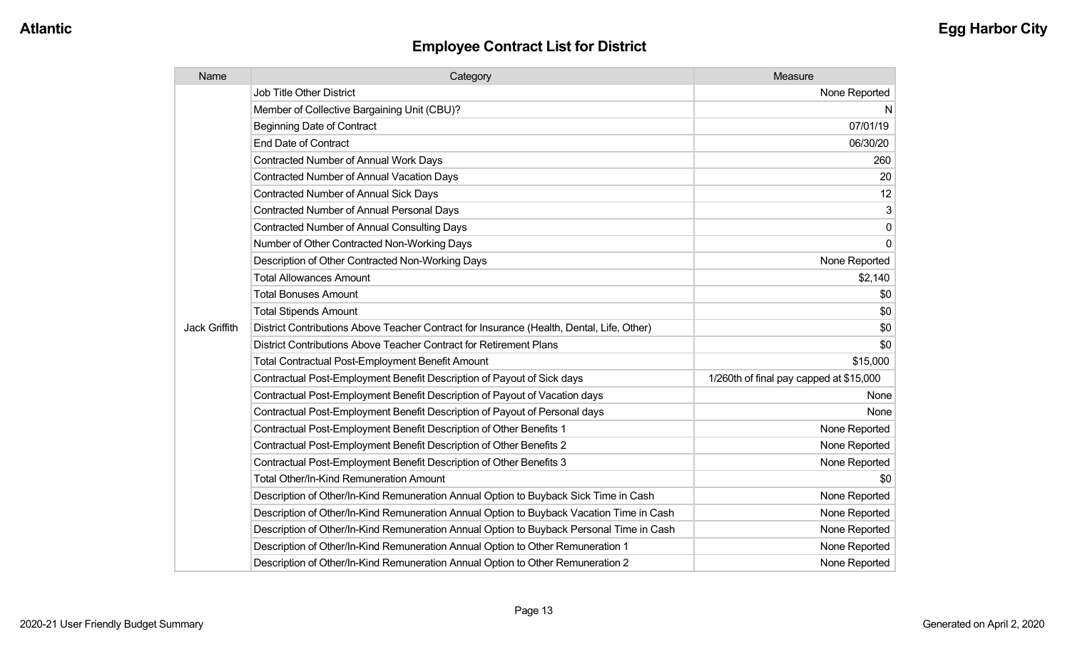## Employee Contract List for District

| Name | Category | Measure |
|---|---|---|
| Jack Griffith | Job Title Other District | None Reported |
| | Member of Collective Bargaining Unit (CBU)? | N |
| | Beginning Date of Contract | 07/01/19 |
| | End Date of Contract | 06/30/20 |
| | Contracted Number of Annual Work Days | 260 |
| | Contracted Number of Annual Vacation Days | 20 |
| | Contracted Number of Annual Sick Days | 12 |
| | Contracted Number of Annual Personal Days | 3 |
| | Contracted Number of Annual Consulting Days | 0 |
| | Number of Other Contracted Non-Working Days | 0 |
| | Description of Other Contracted Non-Working Days | None Reported |
| | Total Allowances Amount | $2,140 |
| | Total Bonuses Amount | $0 |
| | Total Stipends Amount | $0 |
| | District Contributions Above Teacher Contract for Insurance (Health, Dental, Life, Other) | $0 |
| | District Contributions Above Teacher Contract for Retirement Plans | $0 |
| | Total Contractual Post-Employment Benefit Amount | $15,000 |
| | Contractual Post-Employment Benefit Description of Payout of Sick days | 1/260th of final pay capped at $15,000 |
| | Contractual Post-Employment Benefit Description of Payout of Vacation days | None |
| | Contractual Post-Employment Benefit Description of Payout of Personal days | None |
| | Contractual Post-Employment Benefit Description of Other Benefits 1 | None Reported |
| | Contractual Post-Employment Benefit Description of Other Benefits 2 | None Reported |
| | Contractual Post-Employment Benefit Description of Other Benefits 3 | None Reported |
| | Total Other/In-Kind Remuneration Amount | $0 |
| | Description of Other/In-Kind Remuneration Annual Option to Buyback Sick Time in Cash | None Reported |
| | Description of Other/In-Kind Remuneration Annual Option to Buyback Vacation Time in Cash | None Reported |
| | Description of Other/In-Kind Remuneration Annual Option to Buyback Personal Time in Cash | None Reported |
| | Description of Other/In-Kind Remuneration Annual Option to Other Remuneration 1 | None Reported |
| | Description of Other/In-Kind Remuneration Annual Option to Other Remuneration 2 | None Reported |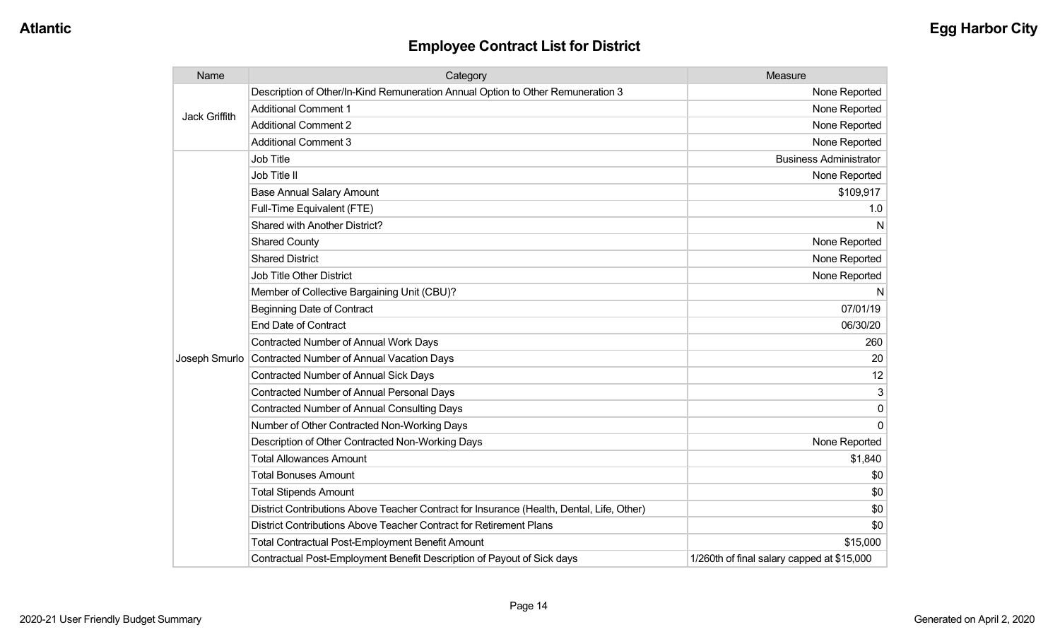## Employee Contract List for District

| Name | Category | Measure |
|---|---|---|
| Jack Griffith | Description of Other/In-Kind Remuneration Annual Option to Other Remuneration 3 | None Reported |
| | Additional Comment 1 | None Reported |
| | Additional Comment 2 | None Reported |
| | Additional Comment 3 | None Reported |
| Joseph Smurlo | Job Title | Business Administrator |
| | Job Title II | None Reported |
| | Base Annual Salary Amount | $109,917 |
| | Full-Time Equivalent (FTE) | 1.0 |
| | Shared with Another District? | N |
| | Shared County | None Reported |
| | Shared District | None Reported |
| | Job Title Other District | None Reported |
| | Member of Collective Bargaining Unit (CBU)? | N |
| | Beginning Date of Contract | 07/01/19 |
| | End Date of Contract | 06/30/20 |
| | Contracted Number of Annual Work Days | 260 |
| | Contracted Number of Annual Vacation Days | 20 |
| | Contracted Number of Annual Sick Days | 12 |
| | Contracted Number of Annual Personal Days | 3 |
| | Contracted Number of Annual Consulting Days | 0 |
| | Number of Other Contracted Non-Working Days | 0 |
| | Description of Other Contracted Non-Working Days | None Reported |
| | Total Allowances Amount | $1,840 |
| | Total Bonuses Amount | $0 |
| | Total Stipends Amount | $0 |
| | District Contributions Above Teacher Contract for Insurance (Health, Dental, Life, Other) | $0 |
| | District Contributions Above Teacher Contract for Retirement Plans | $0 |
| | Total Contractual Post-Employment Benefit Amount | $15,000 |
| | Contractual Post-Employment Benefit Description of Payout of Sick days | 1/260th of final salary capped at $15,000 |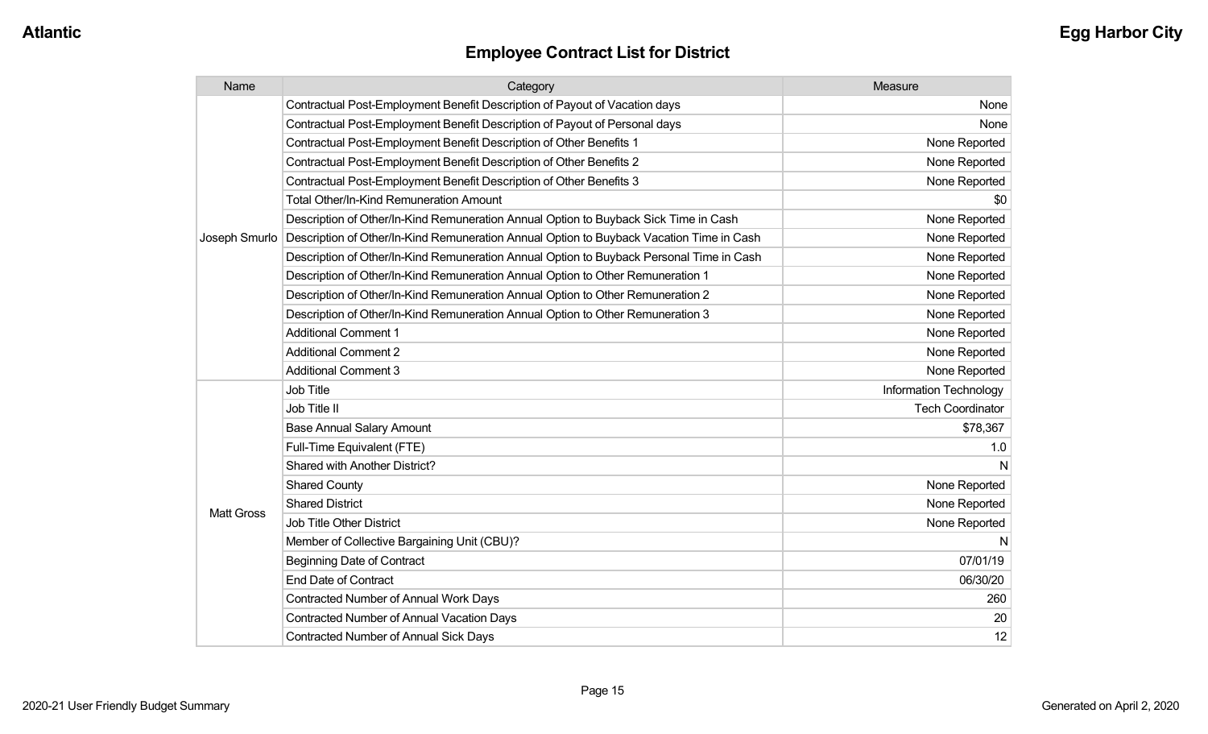## Employee Contract List for District

| Name | Category | Measure |
| --- | --- | --- |
| Joseph Smurlo | Contractual Post-Employment Benefit Description of Payout of Vacation days | None |
| | Contractual Post-Employment Benefit Description of Payout of Personal days | None |
| | Contractual Post-Employment Benefit Description of Other Benefits 1 | None Reported |
| | Contractual Post-Employment Benefit Description of Other Benefits 2 | None Reported |
| | Contractual Post-Employment Benefit Description of Other Benefits 3 | None Reported |
| | Total Other/In-Kind Remuneration Amount | $0 |
| | Description of Other/In-Kind Remuneration Annual Option to Buyback Sick Time in Cash | None Reported |
| | Description of Other/In-Kind Remuneration Annual Option to Buyback Vacation Time in Cash | None Reported |
| | Description of Other/In-Kind Remuneration Annual Option to Buyback Personal Time in Cash | None Reported |
| | Description of Other/In-Kind Remuneration Annual Option to Other Remuneration 1 | None Reported |
| | Description of Other/In-Kind Remuneration Annual Option to Other Remuneration 2 | None Reported |
| | Description of Other/In-Kind Remuneration Annual Option to Other Remuneration 3 | None Reported |
| | Additional Comment 1 | None Reported |
| | Additional Comment 2 | None Reported |
| | Additional Comment 3 | None Reported |
| Matt Gross | Job Title | Information Technology |
| | Job Title II | Tech Coordinator |
| | Base Annual Salary Amount | $78,367 |
| | Full-Time Equivalent (FTE) | 1.0 |
| | Shared with Another District? | N |
| | Shared County | None Reported |
| | Shared District | None Reported |
| | Job Title Other District | None Reported |
| | Member of Collective Bargaining Unit (CBU)? | N |
| | Beginning Date of Contract | 07/01/19 |
| | End Date of Contract | 06/30/20 |
| | Contracted Number of Annual Work Days | 260 |
| | Contracted Number of Annual Vacation Days | 20 |
| | Contracted Number of Annual Sick Days | 12 |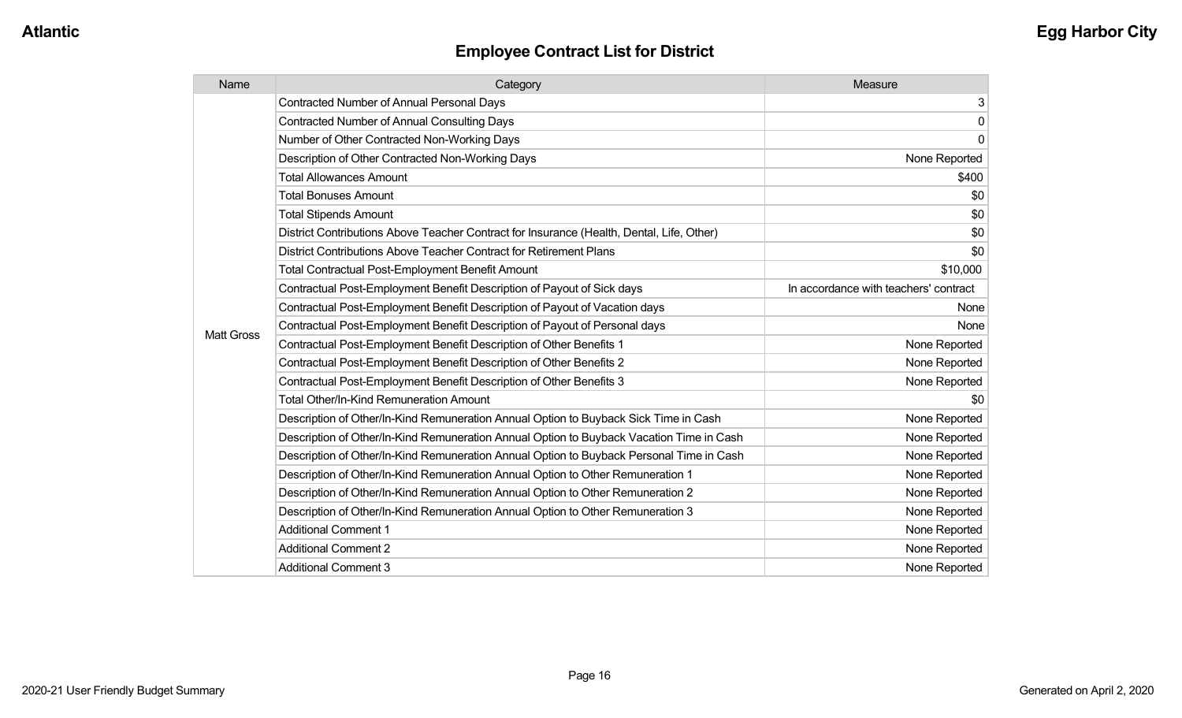# Employee Contract List for District

| Name | Category | Measure |
| --- | --- | --- |
| Matt Gross | Contracted Number of Annual Personal Days | 3 |
| | Contracted Number of Annual Consulting Days | 0 |
| | Number of Other Contracted Non-Working Days | 0 |
| | Description of Other Contracted Non-Working Days | None Reported |
| | Total Allowances Amount | $400 |
| | Total Bonuses Amount | $0 |
| | Total Stipends Amount | $0 |
| | District Contributions Above Teacher Contract for Insurance (Health, Dental, Life, Other) | $0 |
| | District Contributions Above Teacher Contract for Retirement Plans | $0 |
| | Total Contractual Post-Employment Benefit Amount | $10,000 |
| | Contractual Post-Employment Benefit Description of Payout of Sick days | In accordance with teachers' contract |
| | Contractual Post-Employment Benefit Description of Payout of Vacation days | None |
| | Contractual Post-Employment Benefit Description of Payout of Personal days | None |
| | Contractual Post-Employment Benefit Description of Other Benefits 1 | None Reported |
| | Contractual Post-Employment Benefit Description of Other Benefits 2 | None Reported |
| | Contractual Post-Employment Benefit Description of Other Benefits 3 | None Reported |
| | Total Other/In-Kind Remuneration Amount | $0 |
| | Description of Other/In-Kind Remuneration Annual Option to Buyback Sick Time in Cash | None Reported |
| | Description of Other/In-Kind Remuneration Annual Option to Buyback Vacation Time in Cash | None Reported |
| | Description of Other/In-Kind Remuneration Annual Option to Buyback Personal Time in Cash | None Reported |
| | Description of Other/In-Kind Remuneration Annual Option to Other Remuneration 1 | None Reported |
| | Description of Other/In-Kind Remuneration Annual Option to Other Remuneration 2 | None Reported |
| | Description of Other/In-Kind Remuneration Annual Option to Other Remuneration 3 | None Reported |
| | Additional Comment 1 | None Reported |
| | Additional Comment 2 | None Reported |
| | Additional Comment 3 | None Reported |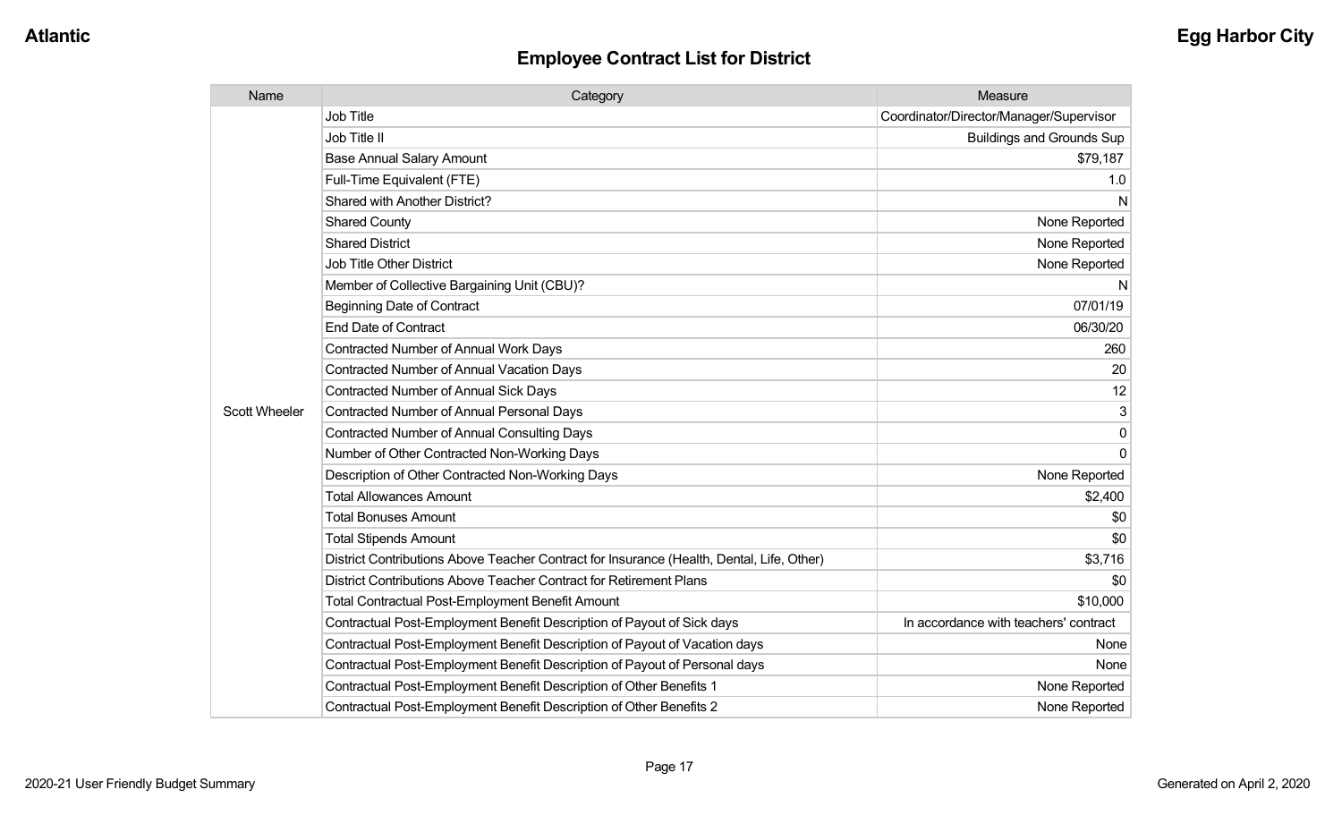## Employee Contract List for District

| Name | Category | Measure |
|---|---|---|
| Scott Wheeler | Job Title | Coordinator/Director/Manager/Supervisor |
| | Job Title II | Buildings and Grounds Sup |
| | Base Annual Salary Amount | $79,187 |
| | Full-Time Equivalent (FTE) | 1.0 |
| | Shared with Another District? | N |
| | Shared County | None Reported |
| | Shared District | None Reported |
| | Job Title Other District | None Reported |
| | Member of Collective Bargaining Unit (CBU)? | N |
| | Beginning Date of Contract | 07/01/19 |
| | End Date of Contract | 06/30/20 |
| | Contracted Number of Annual Work Days | 260 |
| | Contracted Number of Annual Vacation Days | 20 |
| | Contracted Number of Annual Sick Days | 12 |
| | Contracted Number of Annual Personal Days | 3 |
| | Contracted Number of Annual Consulting Days | 0 |
| | Number of Other Contracted Non-Working Days | 0 |
| | Description of Other Contracted Non-Working Days | None Reported |
| | Total Allowances Amount | $2,400 |
| | Total Bonuses Amount | $0 |
| | Total Stipends Amount | $0 |
| | District Contributions Above Teacher Contract for Insurance (Health, Dental, Life, Other) | $3,716 |
| | District Contributions Above Teacher Contract for Retirement Plans | $0 |
| | Total Contractual Post-Employment Benefit Amount | $10,000 |
| | Contractual Post-Employment Benefit Description of Payout of Sick days | In accordance with teachers' contract |
| | Contractual Post-Employment Benefit Description of Payout of Vacation days | None |
| | Contractual Post-Employment Benefit Description of Payout of Personal days | None |
| | Contractual Post-Employment Benefit Description of Other Benefits 1 | None Reported |
| | Contractual Post-Employment Benefit Description of Other Benefits 2 | None Reported |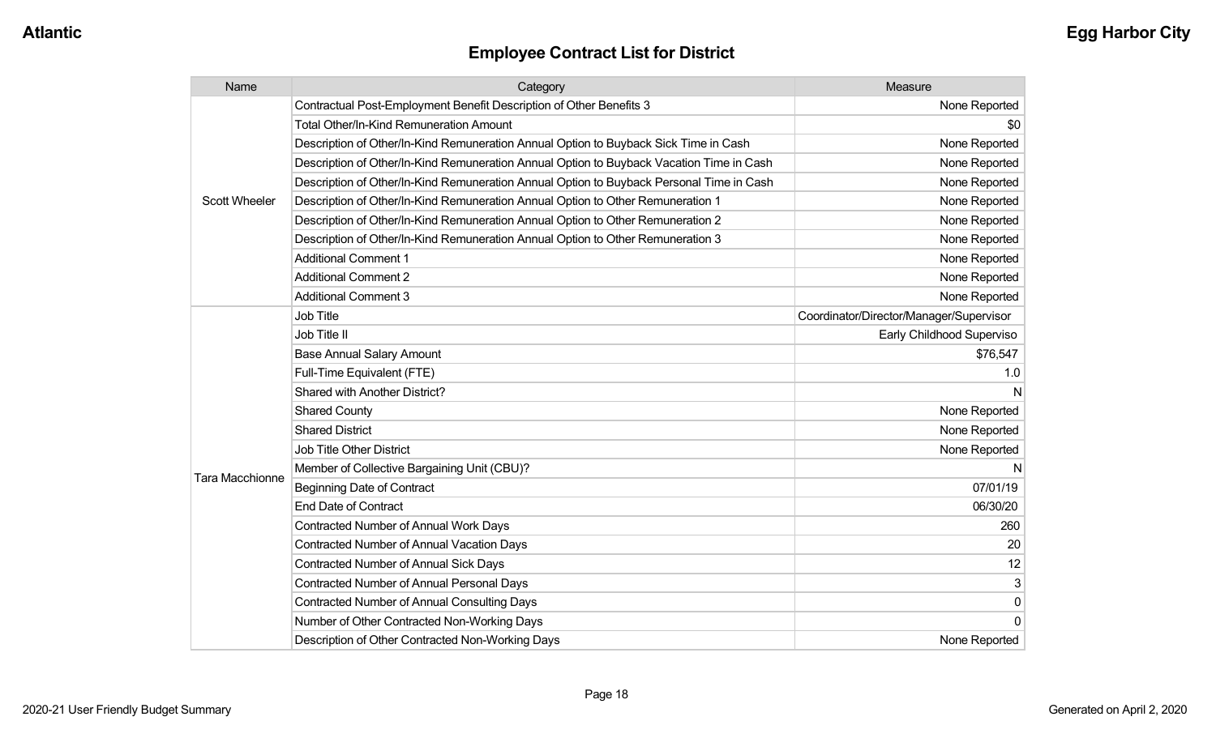## Employee Contract List for District

| Name | Category | Measure |
|---|---|---|
| Scott Wheeler | Contractual Post-Employment Benefit Description of Other Benefits 3 | None Reported |
| | Total Other/In-Kind Remuneration Amount | $0 |
| | Description of Other/In-Kind Remuneration Annual Option to Buyback Sick Time in Cash | None Reported |
| | Description of Other/In-Kind Remuneration Annual Option to Buyback Vacation Time in Cash | None Reported |
| | Description of Other/In-Kind Remuneration Annual Option to Buyback Personal Time in Cash | None Reported |
| | Description of Other/In-Kind Remuneration Annual Option to Other Remuneration 1 | None Reported |
| | Description of Other/In-Kind Remuneration Annual Option to Other Remuneration 2 | None Reported |
| | Description of Other/In-Kind Remuneration Annual Option to Other Remuneration 3 | None Reported |
| | Additional Comment 1 | None Reported |
| | Additional Comment 2 | None Reported |
| | Additional Comment 3 | None Reported |
| Tara Macchionne | Job Title | Coordinator/Director/Manager/Supervisor |
| | Job Title II | Early Childhood Superviso |
| | Base Annual Salary Amount | $76,547 |
| | Full-Time Equivalent (FTE) | 1.0 |
| | Shared with Another District? | N |
| | Shared County | None Reported |
| | Shared District | None Reported |
| | Job Title Other District | None Reported |
| | Member of Collective Bargaining Unit (CBU)? | N |
| | Beginning Date of Contract | 07/01/19 |
| | End Date of Contract | 06/30/20 |
| | Contracted Number of Annual Work Days | 260 |
| | Contracted Number of Annual Vacation Days | 20 |
| | Contracted Number of Annual Sick Days | 12 |
| | Contracted Number of Annual Personal Days | 3 |
| | Contracted Number of Annual Consulting Days | 0 |
| | Number of Other Contracted Non-Working Days | 0 |
| | Description of Other Contracted Non-Working Days | None Reported |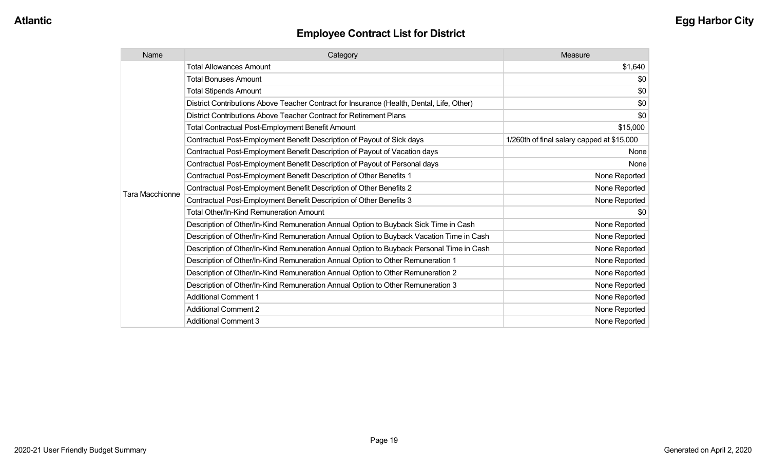## Employee Contract List for District

| Name | Category | Measure |
|---|---|---|
| Tara Macchionne | Total Allowances Amount | $1,640 |
| | Total Bonuses Amount | $0 |
| | Total Stipends Amount | $0 |
| | District Contributions Above Teacher Contract for Insurance (Health, Dental, Life, Other) | $0 |
| | District Contributions Above Teacher Contract for Retirement Plans | $0 |
| | Total Contractual Post-Employment Benefit Amount | $15,000 |
| | Contractual Post-Employment Benefit Description of Payout of Sick days | 1/260th of final salary capped at $15,000 |
| | Contractual Post-Employment Benefit Description of Payout of Vacation days | None |
| | Contractual Post-Employment Benefit Description of Payout of Personal days | None |
| | Contractual Post-Employment Benefit Description of Other Benefits 1 | None Reported |
| | Contractual Post-Employment Benefit Description of Other Benefits 2 | None Reported |
| | Contractual Post-Employment Benefit Description of Other Benefits 3 | None Reported |
| | Total Other/In-Kind Remuneration Amount | $0 |
| | Description of Other/In-Kind Remuneration Annual Option to Buyback Sick Time in Cash | None Reported |
| | Description of Other/In-Kind Remuneration Annual Option to Buyback Vacation Time in Cash | None Reported |
| | Description of Other/In-Kind Remuneration Annual Option to Buyback Personal Time in Cash | None Reported |
| | Description of Other/In-Kind Remuneration Annual Option to Other Remuneration 1 | None Reported |
| | Description of Other/In-Kind Remuneration Annual Option to Other Remuneration 2 | None Reported |
| | Description of Other/In-Kind Remuneration Annual Option to Other Remuneration 3 | None Reported |
| | Additional Comment 1 | None Reported |
| | Additional Comment 2 | None Reported |
| | Additional Comment 3 | None Reported |